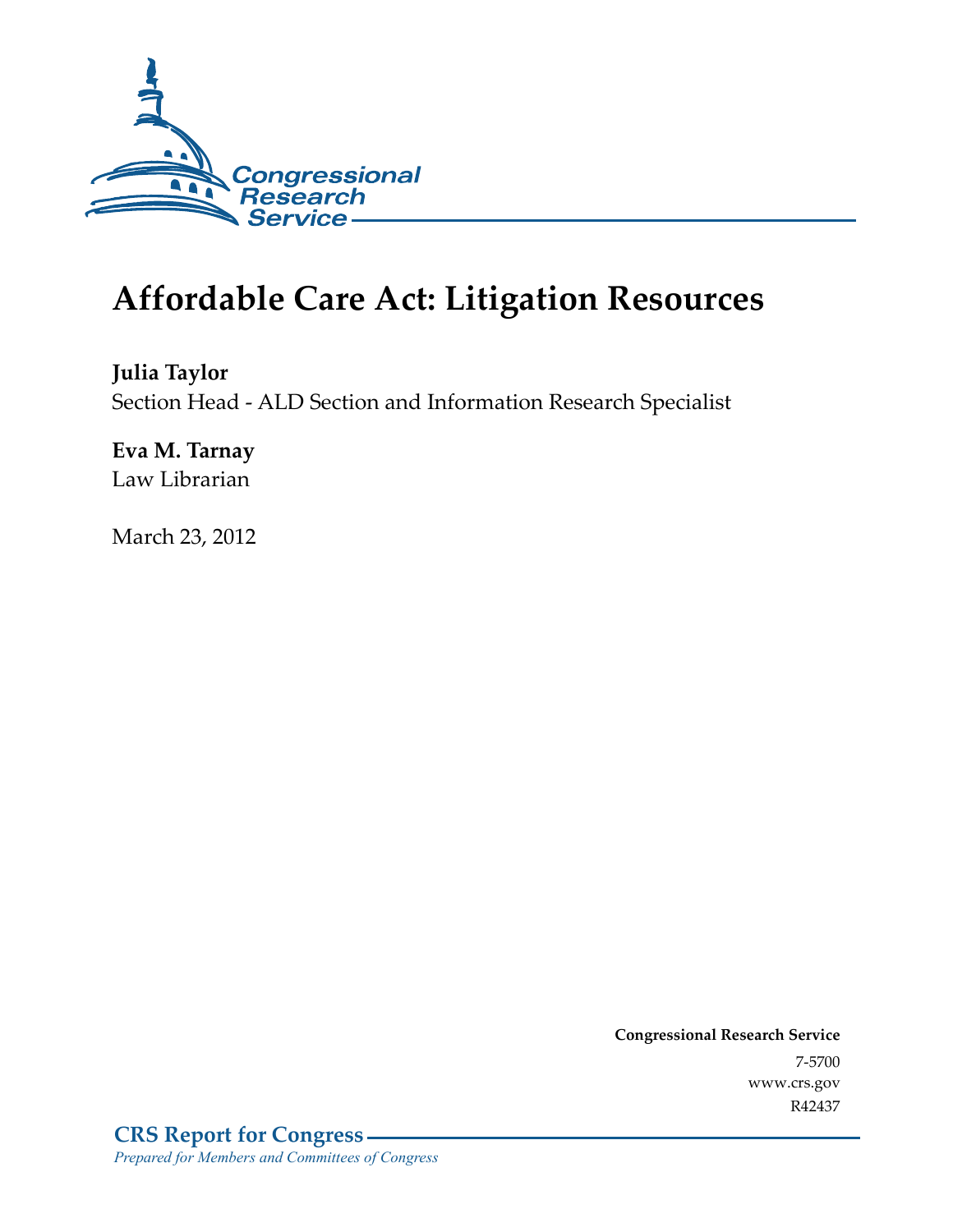Congressional Research Service

# Affordable Care Act: Litigation Resources

**Julia Taylor**
Section Head - ALD Section and Information Research Specialist

**Eva M. Tarnay**
Law Librarian

March 23, 2012

**Congressional Research Service**
7-5700
www.crs.gov
R42437

**CRS Report for Congress**
*Prepared for Members and Committees of Congress*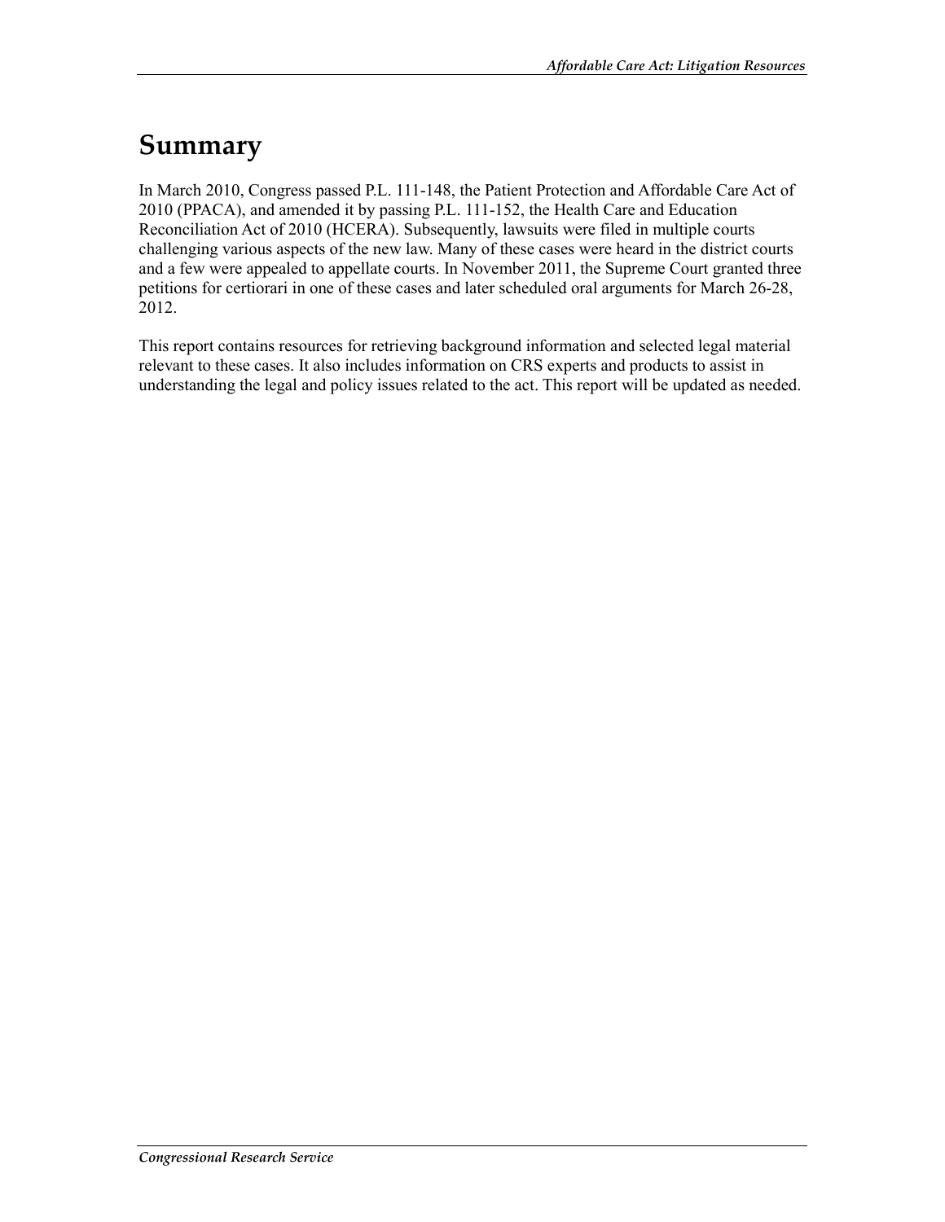# Summary

In March 2010, Congress passed P.L. 111-148, the Patient Protection and Affordable Care Act of 2010 (PPACA), and amended it by passing P.L. 111-152, the Health Care and Education Reconciliation Act of 2010 (HCERA). Subsequently, lawsuits were filed in multiple courts challenging various aspects of the new law. Many of these cases were heard in the district courts and a few were appealed to appellate courts. In November 2011, the Supreme Court granted three petitions for certiorari in one of these cases and later scheduled oral arguments for March 26-28, 2012.

This report contains resources for retrieving background information and selected legal material relevant to these cases. It also includes information on CRS experts and products to assist in understanding the legal and policy issues related to the act. This report will be updated as needed.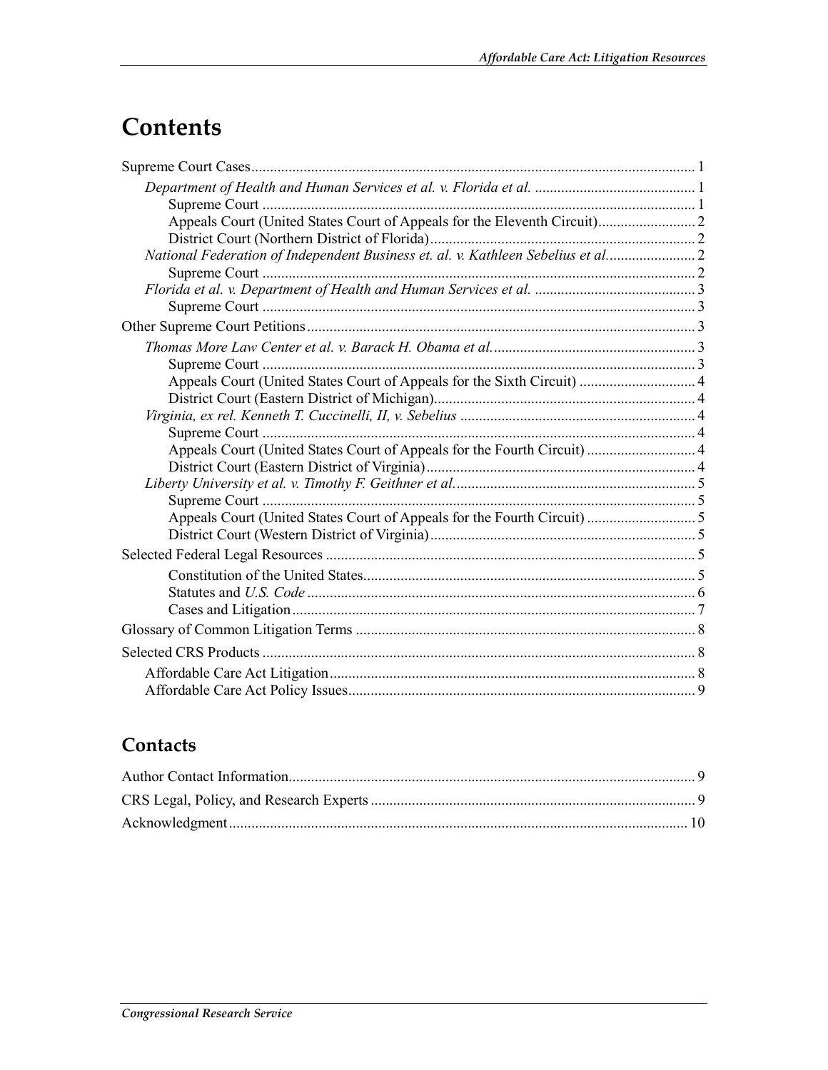# Contents

Supreme Court Cases ..................................................... 1

- *Department of Health and Human Services et al. v. Florida et al.* ..................................................... 1
  - Supreme Court ..................................................... 1
  - Appeals Court (United States Court of Appeals for the Eleventh Circuit) ..................................................... 2
  - District Court (Northern District of Florida) ..................................................... 2
- *National Federation of Independent Business et. al. v. Kathleen Sebelius et al.* ..................................................... 2
  - Supreme Court ..................................................... 2
- *Florida et al. v. Department of Health and Human Services et al.* ..................................................... 3
  - Supreme Court ..................................................... 3

Other Supreme Court Petitions ..................................................... 3

- *Thomas More Law Center et al. v. Barack H. Obama et al.* ..................................................... 3
  - Supreme Court ..................................................... 3
  - Appeals Court (United States Court of Appeals for the Sixth Circuit) ..................................................... 4
  - District Court (Eastern District of Michigan) ..................................................... 4
- *Virginia, ex rel. Kenneth T. Cuccinelli, II, v. Sebelius* ..................................................... 4
  - Supreme Court ..................................................... 4
  - Appeals Court (United States Court of Appeals for the Fourth Circuit) ..................................................... 4
  - District Court (Eastern District of Virginia) ..................................................... 4
- *Liberty University et al. v. Timothy F. Geithner et al.* ..................................................... 5
  - Supreme Court ..................................................... 5
  - Appeals Court (United States Court of Appeals for the Fourth Circuit) ..................................................... 5
  - District Court (Western District of Virginia) ..................................................... 5

Selected Federal Legal Resources ..................................................... 5

- Constitution of the United States ..................................................... 5
- Statutes and *U.S. Code* ..................................................... 6
- Cases and Litigation ..................................................... 7

Glossary of Common Litigation Terms ..................................................... 8

Selected CRS Products ..................................................... 8

- Affordable Care Act Litigation ..................................................... 8
- Affordable Care Act Policy Issues ..................................................... 9

## Contacts

Author Contact Information ..................................................... 9

CRS Legal, Policy, and Research Experts ..................................................... 9

Acknowledgment ..................................................... 10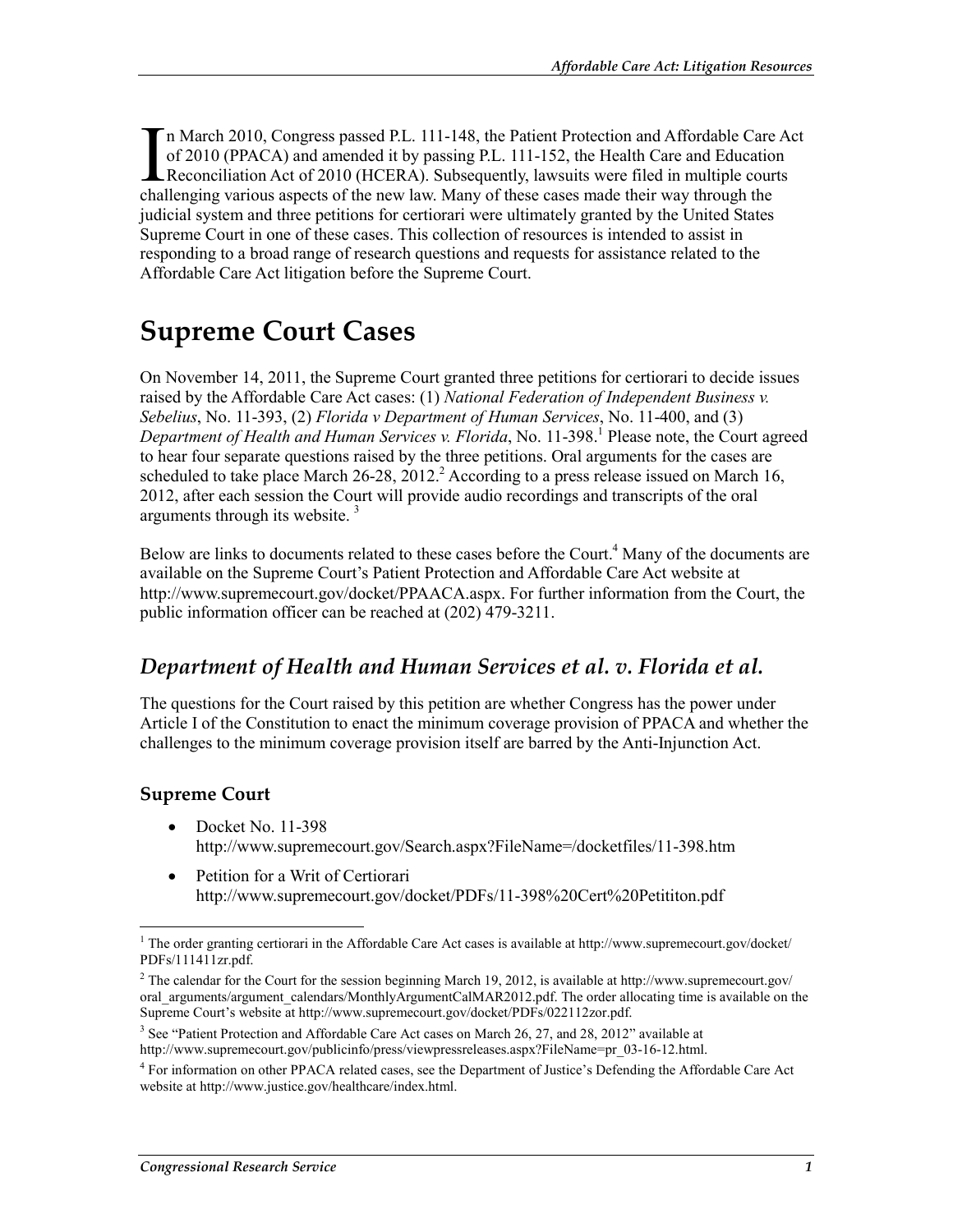In March 2010, Congress passed P.L. 111-148, the Patient Protection and Affordable Care Act of 2010 (PPACA) and amended it by passing P.L. 111-152, the Health Care and Education Reconciliation Act of 2010 (HCERA). Subsequently, lawsuits were filed in multiple courts challenging various aspects of the new law. Many of these cases made their way through the judicial system and three petitions for certiorari were ultimately granted by the United States Supreme Court in one of these cases. This collection of resources is intended to assist in responding to a broad range of research questions and requests for assistance related to the Affordable Care Act litigation before the Supreme Court.

# Supreme Court Cases

On November 14, 2011, the Supreme Court granted three petitions for certiorari to decide issues raised by the Affordable Care Act cases: (1) *National Federation of Independent Business v. Sebelius*, No. 11-393, (2) *Florida v Department of Human Services*, No. 11-400, and (3) *Department of Health and Human Services v. Florida*, No. 11-398.[1] Please note, the Court agreed to hear four separate questions raised by the three petitions. Oral arguments for the cases are scheduled to take place March 26-28, 2012.[2] According to a press release issued on March 16, 2012, after each session the Court will provide audio recordings and transcripts of the oral arguments through its website.[3]

Below are links to documents related to these cases before the Court.[4] Many of the documents are available on the Supreme Court's Patient Protection and Affordable Care Act website at http://www.supremecourt.gov/docket/PPAACA.aspx. For further information from the Court, the public information officer can be reached at (202) 479-3211.

## *Department of Health and Human Services et al. v. Florida et al.*

The questions for the Court raised by this petition are whether Congress has the power under Article I of the Constitution to enact the minimum coverage provision of PPACA and whether the challenges to the minimum coverage provision itself are barred by the Anti-Injunction Act.

### Supreme Court

- Docket No. 11-398
  http://www.supremecourt.gov/Search.aspx?FileName=/docketfiles/11-398.htm
- Petition for a Writ of Certiorari
  http://www.supremecourt.gov/docket/PDFs/11-398%20Cert%20Petititon.pdf

---

[1] The order granting certiorari in the Affordable Care Act cases is available at http://www.supremecourt.gov/docket/PDFs/111411zr.pdf.

[2] The calendar for the Court for the session beginning March 19, 2012, is available at http://www.supremecourt.gov/oral_arguments/argument_calendars/MonthlyArgumentCalMAR2012.pdf. The order allocating time is available on the Supreme Court's website at http://www.supremecourt.gov/docket/PDFs/022112zor.pdf.

[3] See "Patient Protection and Affordable Care Act cases on March 26, 27, and 28, 2012" available at http://www.supremecourt.gov/publicinfo/press/viewpressreleases.aspx?FileName=pr_03-16-12.html.

[4] For information on other PPACA related cases, see the Department of Justice's Defending the Affordable Care Act website at http://www.justice.gov/healthcare/index.html.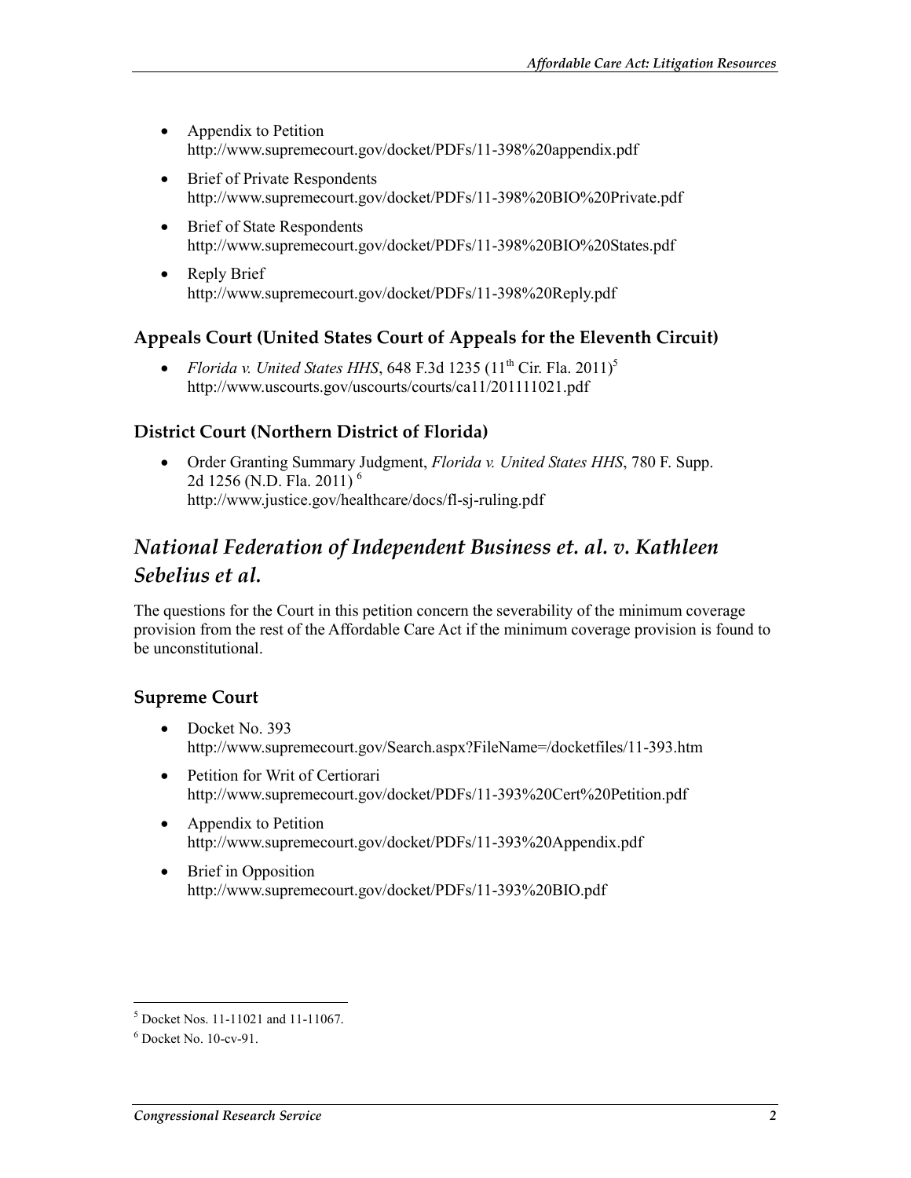- Appendix to Petition
  http://www.supremecourt.gov/docket/PDFs/11-398%20appendix.pdf
- Brief of Private Respondents
  http://www.supremecourt.gov/docket/PDFs/11-398%20BIO%20Private.pdf
- Brief of State Respondents
  http://www.supremecourt.gov/docket/PDFs/11-398%20BIO%20States.pdf
- Reply Brief
  http://www.supremecourt.gov/docket/PDFs/11-398%20Reply.pdf

### Appeals Court (United States Court of Appeals for the Eleventh Circuit)

- *Florida v. United States HHS*, 648 F.3d 1235 (11th Cir. Fla. 2011)[5]
  http://www.uscourts.gov/uscourts/courts/ca11/201111021.pdf

### District Court (Northern District of Florida)

- Order Granting Summary Judgment, *Florida v. United States HHS*, 780 F. Supp. 2d 1256 (N.D. Fla. 2011)[6]
  http://www.justice.gov/healthcare/docs/fl-sj-ruling.pdf

## *National Federation of Independent Business et. al. v. Kathleen Sebelius et al.*

The questions for the Court in this petition concern the severability of the minimum coverage provision from the rest of the Affordable Care Act if the minimum coverage provision is found to be unconstitutional.

### Supreme Court

- Docket No. 393
  http://www.supremecourt.gov/Search.aspx?FileName=/docketfiles/11-393.htm
- Petition for Writ of Certiorari
  http://www.supremecourt.gov/docket/PDFs/11-393%20Cert%20Petition.pdf
- Appendix to Petition
  http://www.supremecourt.gov/docket/PDFs/11-393%20Appendix.pdf
- Brief in Opposition
  http://www.supremecourt.gov/docket/PDFs/11-393%20BIO.pdf

---

[5] Docket Nos. 11-11021 and 11-11067.

[6] Docket No. 10-cv-91.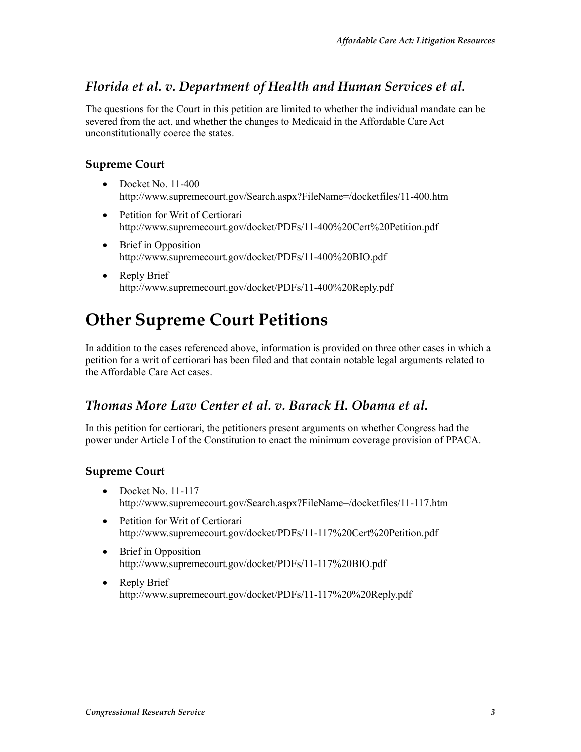## *Florida et al. v. Department of Health and Human Services et al.*

The questions for the Court in this petition are limited to whether the individual mandate can be severed from the act, and whether the changes to Medicaid in the Affordable Care Act unconstitutionally coerce the states.

### Supreme Court

- Docket No. 11-400
  http://www.supremecourt.gov/Search.aspx?FileName=/docketfiles/11-400.htm
- Petition for Writ of Certiorari
  http://www.supremecourt.gov/docket/PDFs/11-400%20Cert%20Petition.pdf
- Brief in Opposition
  http://www.supremecourt.gov/docket/PDFs/11-400%20BIO.pdf
- Reply Brief
  http://www.supremecourt.gov/docket/PDFs/11-400%20Reply.pdf

# Other Supreme Court Petitions

In addition to the cases referenced above, information is provided on three other cases in which a petition for a writ of certiorari has been filed and that contain notable legal arguments related to the Affordable Care Act cases.

## *Thomas More Law Center et al. v. Barack H. Obama et al.*

In this petition for certiorari, the petitioners present arguments on whether Congress had the power under Article I of the Constitution to enact the minimum coverage provision of PPACA.

### Supreme Court

- Docket No. 11-117
  http://www.supremecourt.gov/Search.aspx?FileName=/docketfiles/11-117.htm
- Petition for Writ of Certiorari
  http://www.supremecourt.gov/docket/PDFs/11-117%20Cert%20Petition.pdf
- Brief in Opposition
  http://www.supremecourt.gov/docket/PDFs/11-117%20BIO.pdf
- Reply Brief
  http://www.supremecourt.gov/docket/PDFs/11-117%20%20Reply.pdf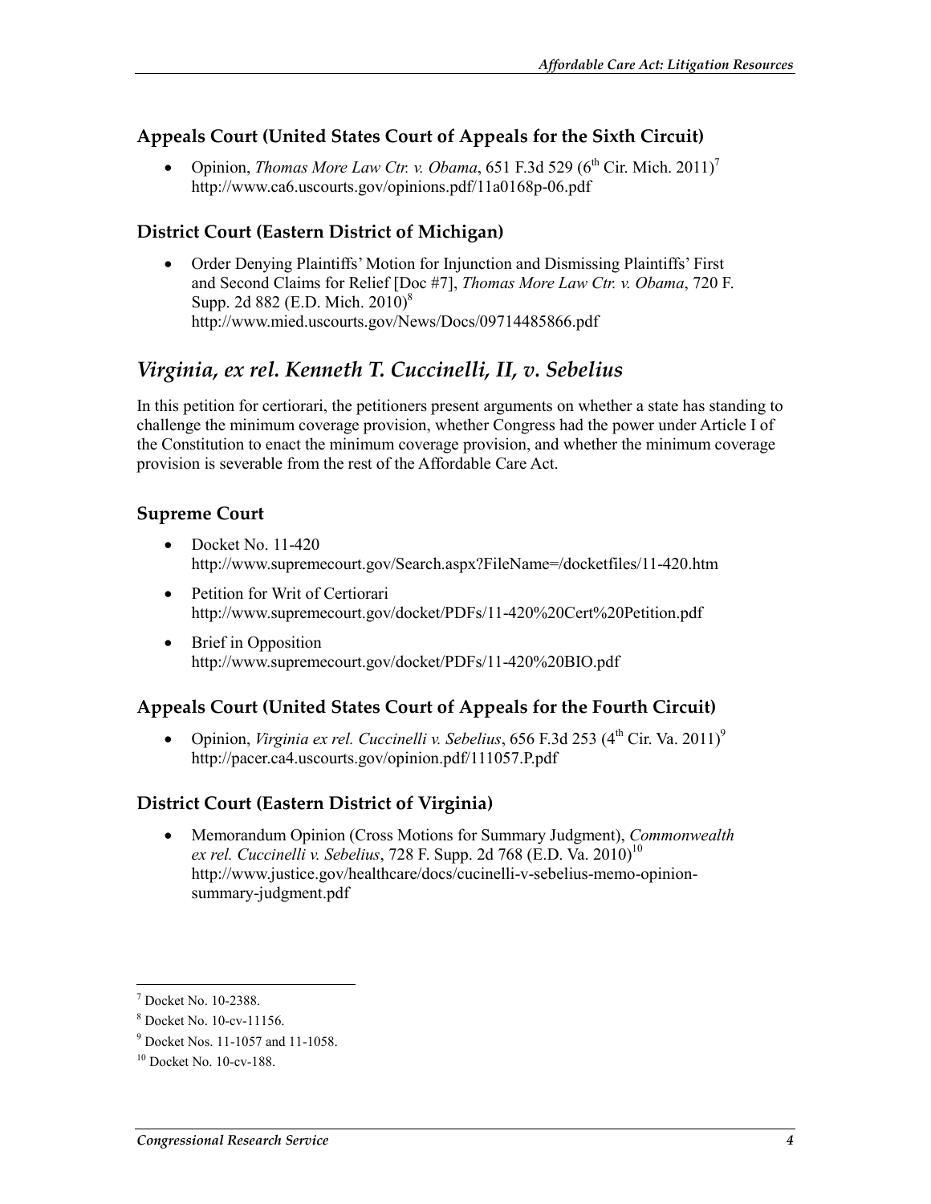### Appeals Court (United States Court of Appeals for the Sixth Circuit)

- Opinion, *Thomas More Law Ctr. v. Obama*, 651 F.3d 529 (6th Cir. Mich. 2011)[7]
  http://www.ca6.uscourts.gov/opinions.pdf/11a0168p-06.pdf

### District Court (Eastern District of Michigan)

- Order Denying Plaintiffs' Motion for Injunction and Dismissing Plaintiffs' First and Second Claims for Relief [Doc #7], *Thomas More Law Ctr. v. Obama*, 720 F. Supp. 2d 882 (E.D. Mich. 2010)[8]
  http://www.mied.uscourts.gov/News/Docs/09714485866.pdf

## *Virginia, ex rel. Kenneth T. Cuccinelli, II, v. Sebelius*

In this petition for certiorari, the petitioners present arguments on whether a state has standing to challenge the minimum coverage provision, whether Congress had the power under Article I of the Constitution to enact the minimum coverage provision, and whether the minimum coverage provision is severable from the rest of the Affordable Care Act.

### Supreme Court

- Docket No. 11-420
  http://www.supremecourt.gov/Search.aspx?FileName=/docketfiles/11-420.htm
- Petition for Writ of Certiorari
  http://www.supremecourt.gov/docket/PDFs/11-420%20Cert%20Petition.pdf
- Brief in Opposition
  http://www.supremecourt.gov/docket/PDFs/11-420%20BIO.pdf

### Appeals Court (United States Court of Appeals for the Fourth Circuit)

- Opinion, *Virginia ex rel. Cuccinelli v. Sebelius*, 656 F.3d 253 (4th Cir. Va. 2011)[9]
  http://pacer.ca4.uscourts.gov/opinion.pdf/111057.P.pdf

### District Court (Eastern District of Virginia)

- Memorandum Opinion (Cross Motions for Summary Judgment), *Commonwealth ex rel. Cuccinelli v. Sebelius*, 728 F. Supp. 2d 768 (E.D. Va. 2010)[10]
  http://www.justice.gov/healthcare/docs/cucinelli-v-sebelius-memo-opinion-summary-judgment.pdf

---

[7] Docket No. 10-2388.

[8] Docket No. 10-cv-11156.

[9] Docket Nos. 11-1057 and 11-1058.

[10] Docket No. 10-cv-188.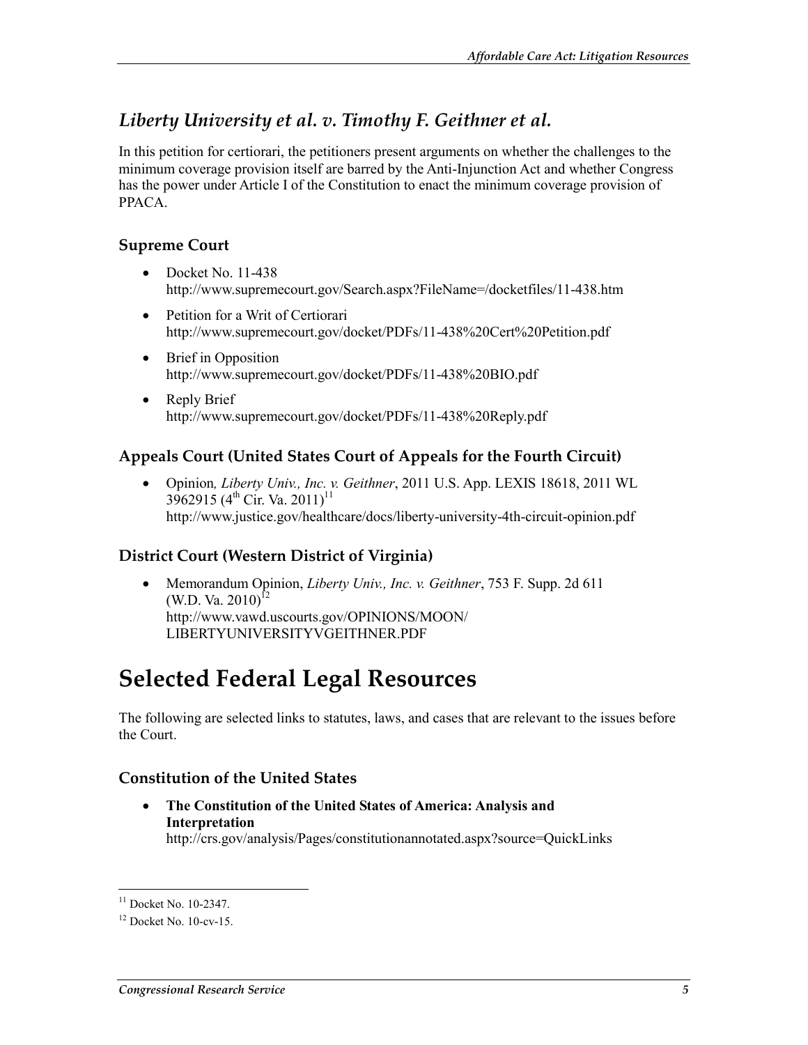## *Liberty University et al. v. Timothy F. Geithner et al.*

In this petition for certiorari, the petitioners present arguments on whether the challenges to the minimum coverage provision itself are barred by the Anti-Injunction Act and whether Congress has the power under Article I of the Constitution to enact the minimum coverage provision of PPACA.

### Supreme Court

- Docket No. 11-438
  http://www.supremecourt.gov/Search.aspx?FileName=/docketfiles/11-438.htm
- Petition for a Writ of Certiorari
  http://www.supremecourt.gov/docket/PDFs/11-438%20Cert%20Petition.pdf
- Brief in Opposition
  http://www.supremecourt.gov/docket/PDFs/11-438%20BIO.pdf
- Reply Brief
  http://www.supremecourt.gov/docket/PDFs/11-438%20Reply.pdf

### Appeals Court (United States Court of Appeals for the Fourth Circuit)

- Opinion, *Liberty Univ., Inc. v. Geithner*, 2011 U.S. App. LEXIS 18618, 2011 WL 3962915 (4th Cir. Va. 2011)[11]
  http://www.justice.gov/healthcare/docs/liberty-university-4th-circuit-opinion.pdf

### District Court (Western District of Virginia)

- Memorandum Opinion, *Liberty Univ., Inc. v. Geithner*, 753 F. Supp. 2d 611 (W.D. Va. 2010)[12]
  http://www.vawd.uscourts.gov/OPINIONS/MOON/LIBERTYUNIVERSITYVGEITHNER.PDF

# Selected Federal Legal Resources

The following are selected links to statutes, laws, and cases that are relevant to the issues before the Court.

### Constitution of the United States

- **The Constitution of the United States of America: Analysis and Interpretation**
  http://crs.gov/analysis/Pages/constitutionannotated.aspx?source=QuickLinks

---

[11] Docket No. 10-2347.

[12] Docket No. 10-cv-15.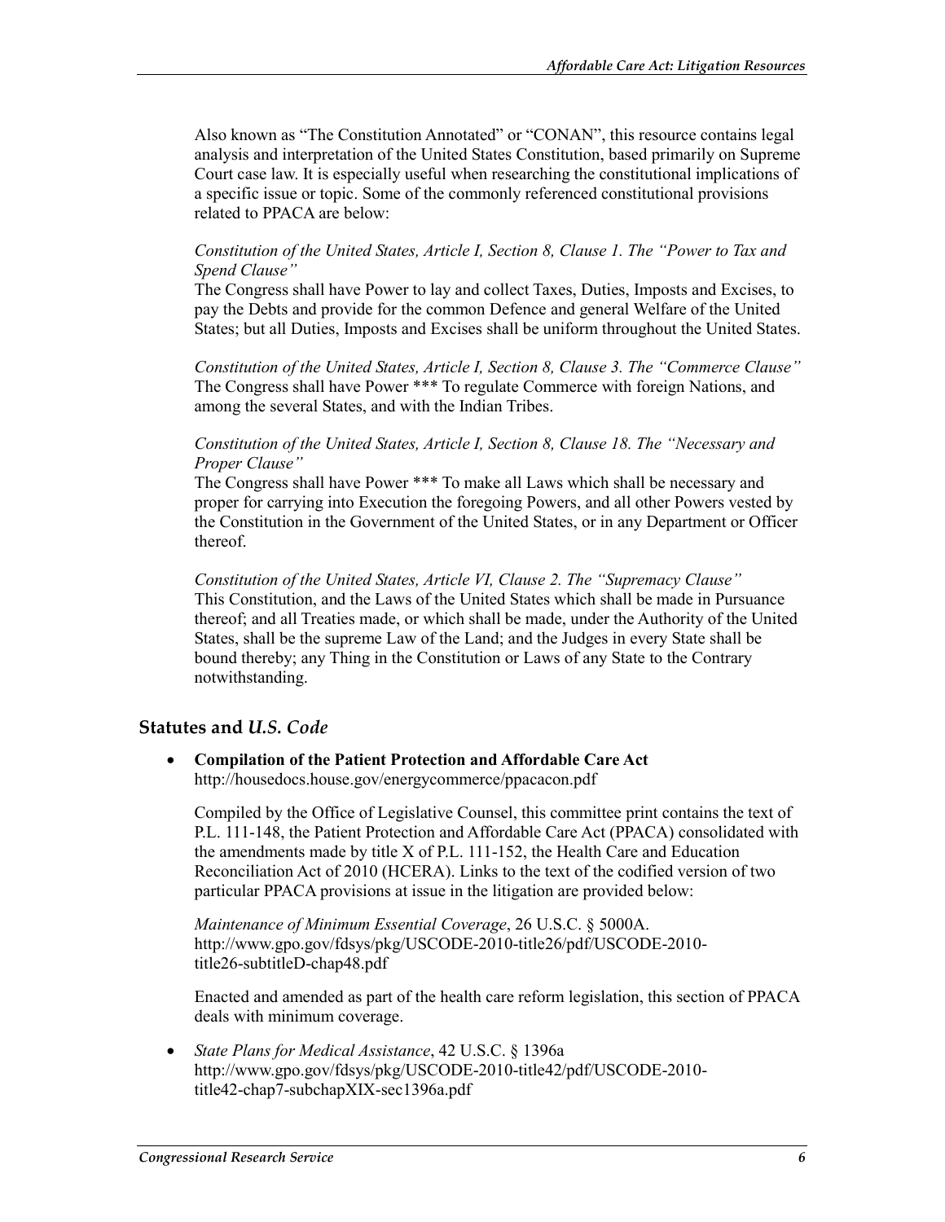Also known as "The Constitution Annotated" or "CONAN", this resource contains legal analysis and interpretation of the United States Constitution, based primarily on Supreme Court case law. It is especially useful when researching the constitutional implications of a specific issue or topic. Some of the commonly referenced constitutional provisions related to PPACA are below:

*Constitution of the United States, Article I, Section 8, Clause 1. The "Power to Tax and Spend Clause"*
The Congress shall have Power to lay and collect Taxes, Duties, Imposts and Excises, to pay the Debts and provide for the common Defence and general Welfare of the United States; but all Duties, Imposts and Excises shall be uniform throughout the United States.

*Constitution of the United States, Article I, Section 8, Clause 3. The "Commerce Clause"*
The Congress shall have Power *** To regulate Commerce with foreign Nations, and among the several States, and with the Indian Tribes.

*Constitution of the United States, Article I, Section 8, Clause 18. The "Necessary and Proper Clause"*
The Congress shall have Power *** To make all Laws which shall be necessary and proper for carrying into Execution the foregoing Powers, and all other Powers vested by the Constitution in the Government of the United States, or in any Department or Officer thereof.

*Constitution of the United States, Article VI, Clause 2. The "Supremacy Clause"*
This Constitution, and the Laws of the United States which shall be made in Pursuance thereof; and all Treaties made, or which shall be made, under the Authority of the United States, shall be the supreme Law of the Land; and the Judges in every State shall be bound thereby; any Thing in the Constitution or Laws of any State to the Contrary notwithstanding.

## Statutes and *U.S. Code*

- **Compilation of the Patient Protection and Affordable Care Act**
  http://housedocs.house.gov/energycommerce/ppacacon.pdf

  Compiled by the Office of Legislative Counsel, this committee print contains the text of P.L. 111-148, the Patient Protection and Affordable Care Act (PPACA) consolidated with the amendments made by title X of P.L. 111-152, the Health Care and Education Reconciliation Act of 2010 (HCERA). Links to the text of the codified version of two particular PPACA provisions at issue in the litigation are provided below:

  *Maintenance of Minimum Essential Coverage*, 26 U.S.C. § 5000A.
  http://www.gpo.gov/fdsys/pkg/USCODE-2010-title26/pdf/USCODE-2010-title26-subtitleD-chap48.pdf

  Enacted and amended as part of the health care reform legislation, this section of PPACA deals with minimum coverage.

- *State Plans for Medical Assistance*, 42 U.S.C. § 1396a
  http://www.gpo.gov/fdsys/pkg/USCODE-2010-title42/pdf/USCODE-2010-title42-chap7-subchapXIX-sec1396a.pdf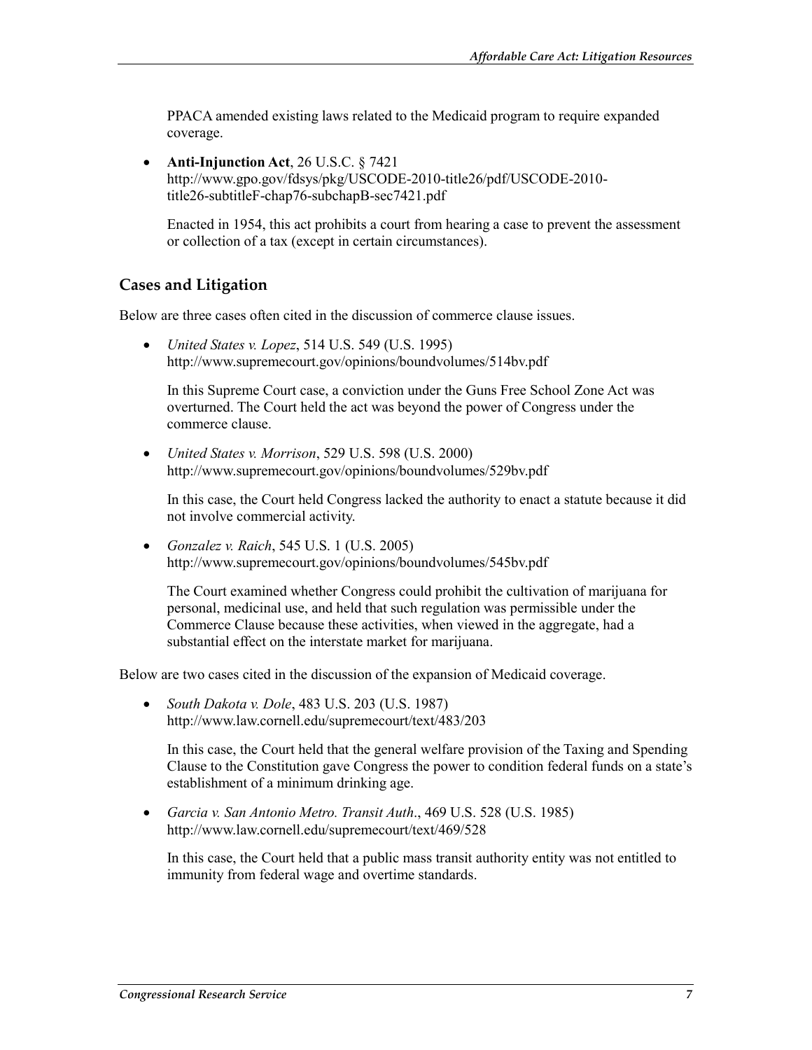PPACA amended existing laws related to the Medicaid program to require expanded coverage.

- **Anti-Injunction Act**, 26 U.S.C. § 7421
  http://www.gpo.gov/fdsys/pkg/USCODE-2010-title26/pdf/USCODE-2010-title26-subtitleF-chap76-subchapB-sec7421.pdf

  Enacted in 1954, this act prohibits a court from hearing a case to prevent the assessment or collection of a tax (except in certain circumstances).

## Cases and Litigation

Below are three cases often cited in the discussion of commerce clause issues.

- *United States v. Lopez*, 514 U.S. 549 (U.S. 1995)
  http://www.supremecourt.gov/opinions/boundvolumes/514bv.pdf

  In this Supreme Court case, a conviction under the Guns Free School Zone Act was overturned. The Court held the act was beyond the power of Congress under the commerce clause.

- *United States v. Morrison*, 529 U.S. 598 (U.S. 2000)
  http://www.supremecourt.gov/opinions/boundvolumes/529bv.pdf

  In this case, the Court held Congress lacked the authority to enact a statute because it did not involve commercial activity.

- *Gonzalez v. Raich*, 545 U.S. 1 (U.S. 2005)
  http://www.supremecourt.gov/opinions/boundvolumes/545bv.pdf

  The Court examined whether Congress could prohibit the cultivation of marijuana for personal, medicinal use, and held that such regulation was permissible under the Commerce Clause because these activities, when viewed in the aggregate, had a substantial effect on the interstate market for marijuana.

Below are two cases cited in the discussion of the expansion of Medicaid coverage.

- *South Dakota v. Dole*, 483 U.S. 203 (U.S. 1987)
  http://www.law.cornell.edu/supremecourt/text/483/203

  In this case, the Court held that the general welfare provision of the Taxing and Spending Clause to the Constitution gave Congress the power to condition federal funds on a state's establishment of a minimum drinking age.

- *Garcia v. San Antonio Metro. Transit Auth*., 469 U.S. 528 (U.S. 1985)
  http://www.law.cornell.edu/supremecourt/text/469/528

  In this case, the Court held that a public mass transit authority entity was not entitled to immunity from federal wage and overtime standards.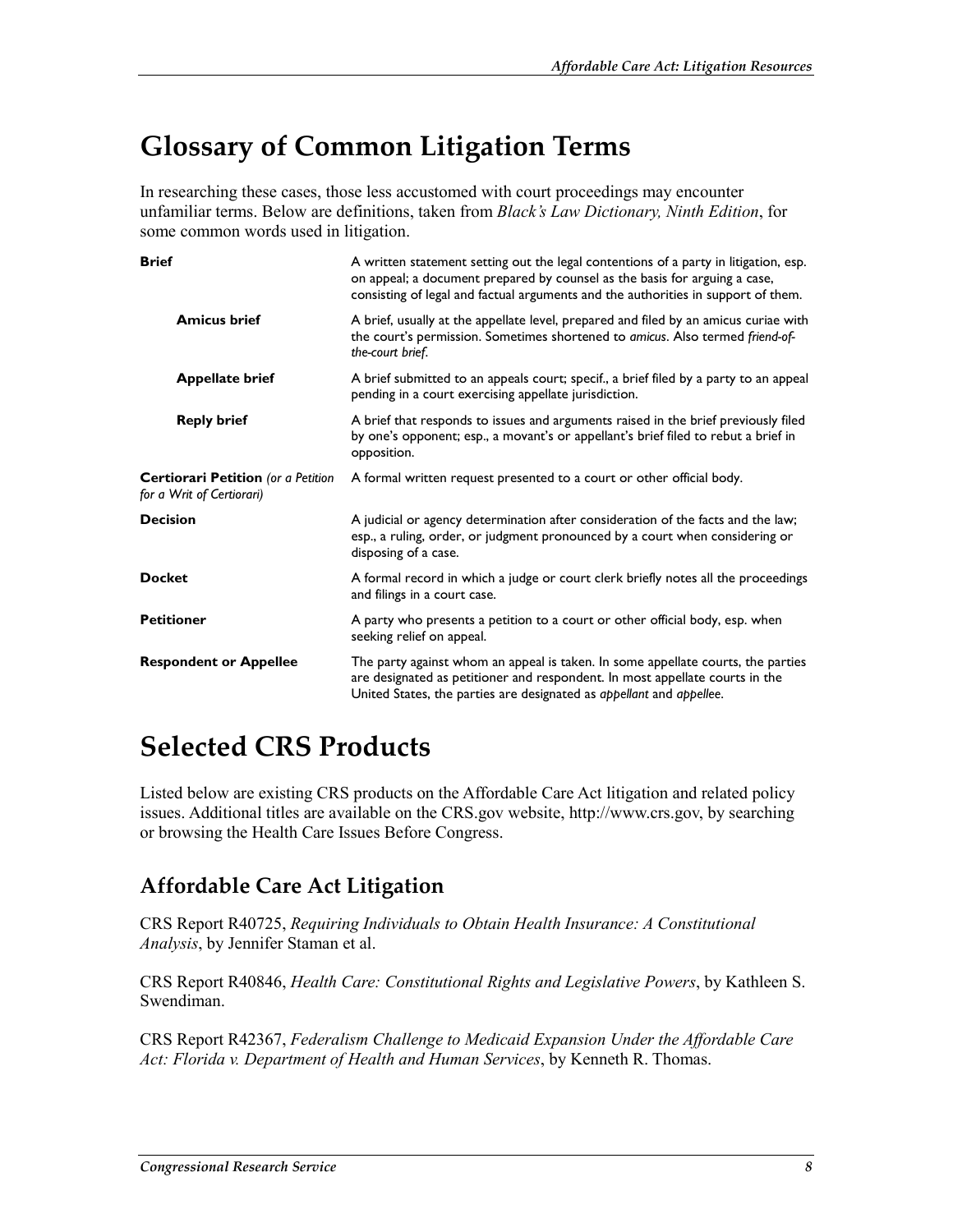# Glossary of Common Litigation Terms

In researching these cases, those less accustomed with court proceedings may encounter unfamiliar terms. Below are definitions, taken from *Black's Law Dictionary, Ninth Edition*, for some common words used in litigation.

| Term | Definition |
|---|---|
| **Brief** | A written statement setting out the legal contentions of a party in litigation, esp. on appeal; a document prepared by counsel as the basis for arguing a case, consisting of legal and factual arguments and the authorities in support of them. |
| **Amicus brief** | A brief, usually at the appellate level, prepared and filed by an amicus curiae with the court's permission. Sometimes shortened to *amicus*. Also termed *friend-of-the-court brief*. |
| **Appellate brief** | A brief submitted to an appeals court; specif., a brief filed by a party to an appeal pending in a court exercising appellate jurisdiction. |
| **Reply brief** | A brief that responds to issues and arguments raised in the brief previously filed by one's opponent; esp., a movant's or appellant's brief filed to rebut a brief in opposition. |
| **Certiorari Petition** *(or a Petition for a Writ of Certiorari)* | A formal written request presented to a court or other official body. |
| **Decision** | A judicial or agency determination after consideration of the facts and the law; esp., a ruling, order, or judgment pronounced by a court when considering or disposing of a case. |
| **Docket** | A formal record in which a judge or court clerk briefly notes all the proceedings and filings in a court case. |
| **Petitioner** | A party who presents a petition to a court or other official body, esp. when seeking relief on appeal. |
| **Respondent or Appellee** | The party against whom an appeal is taken. In some appellate courts, the parties are designated as petitioner and respondent. In most appellate courts in the United States, the parties are designated as *appellant* and *appellee*. |

# Selected CRS Products

Listed below are existing CRS products on the Affordable Care Act litigation and related policy issues. Additional titles are available on the CRS.gov website, http://www.crs.gov, by searching or browsing the Health Care Issues Before Congress.

## Affordable Care Act Litigation

CRS Report R40725, *Requiring Individuals to Obtain Health Insurance: A Constitutional Analysis*, by Jennifer Staman et al.

CRS Report R40846, *Health Care: Constitutional Rights and Legislative Powers*, by Kathleen S. Swendiman.

CRS Report R42367, *Federalism Challenge to Medicaid Expansion Under the Affordable Care Act: Florida v. Department of Health and Human Services*, by Kenneth R. Thomas.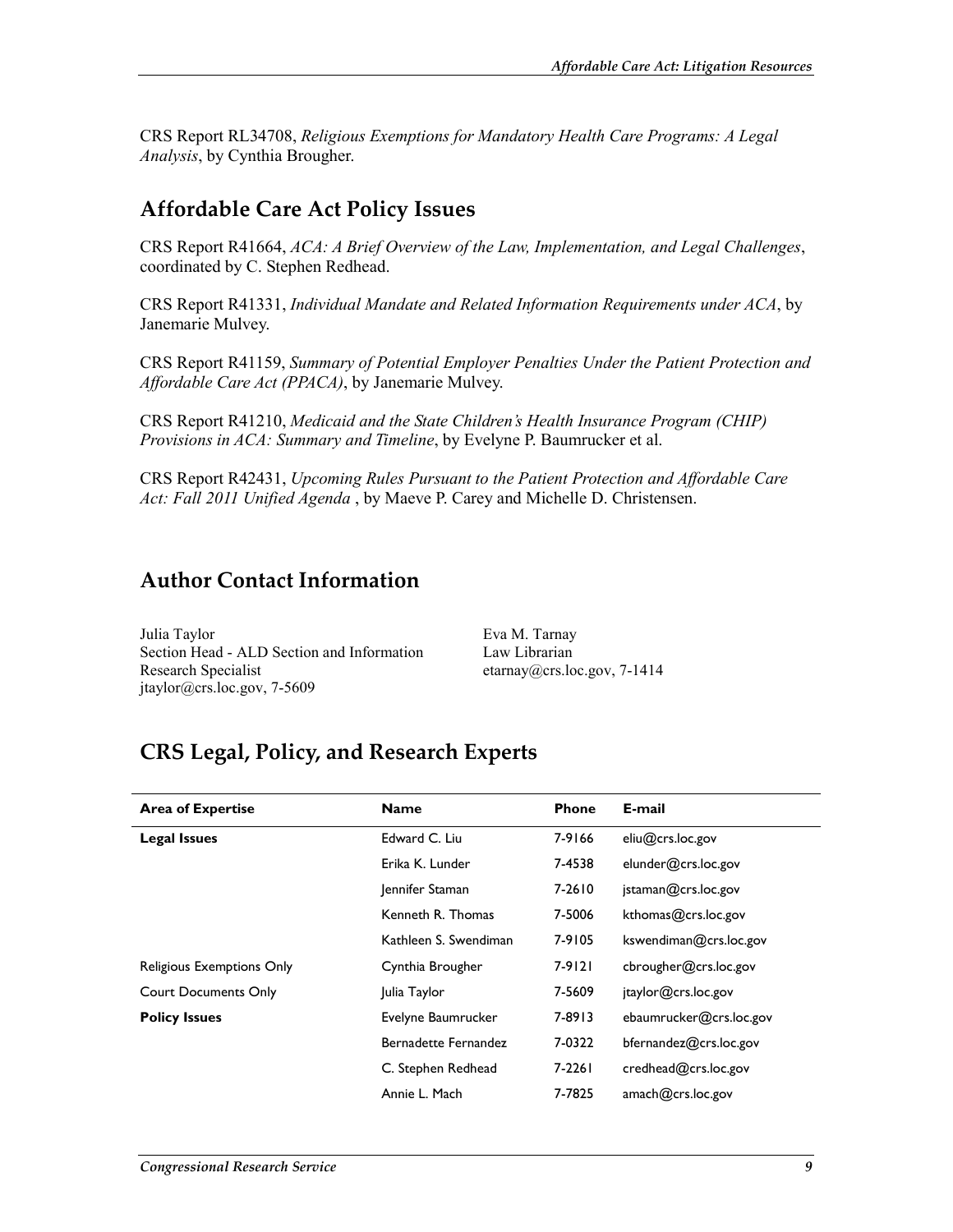CRS Report RL34708, *Religious Exemptions for Mandatory Health Care Programs: A Legal Analysis*, by Cynthia Brougher.

## Affordable Care Act Policy Issues

CRS Report R41664, *ACA: A Brief Overview of the Law, Implementation, and Legal Challenges*, coordinated by C. Stephen Redhead.

CRS Report R41331, *Individual Mandate and Related Information Requirements under ACA*, by Janemarie Mulvey.

CRS Report R41159, *Summary of Potential Employer Penalties Under the Patient Protection and Affordable Care Act (PPACA)*, by Janemarie Mulvey.

CRS Report R41210, *Medicaid and the State Children's Health Insurance Program (CHIP) Provisions in ACA: Summary and Timeline*, by Evelyne P. Baumrucker et al.

CRS Report R42431, *Upcoming Rules Pursuant to the Patient Protection and Affordable Care Act: Fall 2011 Unified Agenda* , by Maeve P. Carey and Michelle D. Christensen.

## Author Contact Information

Julia Taylor
Section Head - ALD Section and Information Research Specialist
jtaylor@crs.loc.gov, 7-5609

Eva M. Tarnay
Law Librarian
etarnay@crs.loc.gov, 7-1414

## CRS Legal, Policy, and Research Experts

| Area of Expertise | Name | Phone | E-mail |
|---|---|---|---|
| **Legal Issues** | Edward C. Liu | 7-9166 | eliu@crs.loc.gov |
| | Erika K. Lunder | 7-4538 | elunder@crs.loc.gov |
| | Jennifer Staman | 7-2610 | jstaman@crs.loc.gov |
| | Kenneth R. Thomas | 7-5006 | kthomas@crs.loc.gov |
| | Kathleen S. Swendiman | 7-9105 | kswendiman@crs.loc.gov |
| Religious Exemptions Only | Cynthia Brougher | 7-9121 | cbrougher@crs.loc.gov |
| Court Documents Only | Julia Taylor | 7-5609 | jtaylor@crs.loc.gov |
| **Policy Issues** | Evelyne Baumrucker | 7-8913 | ebaumrucker@crs.loc.gov |
| | Bernadette Fernandez | 7-0322 | bfernandez@crs.loc.gov |
| | C. Stephen Redhead | 7-2261 | credhead@crs.loc.gov |
| | Annie L. Mach | 7-7825 | amach@crs.loc.gov |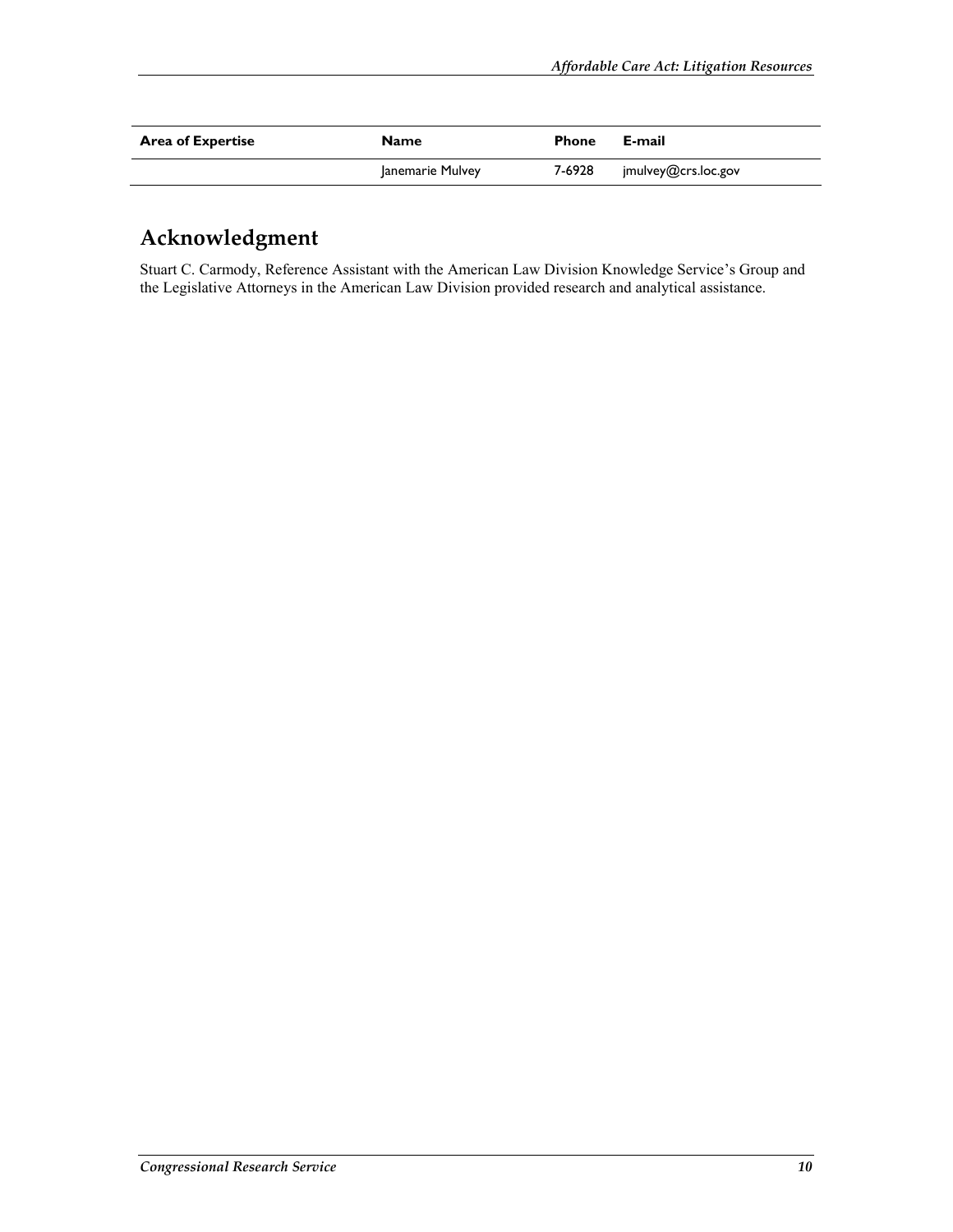| Area of Expertise | Name | Phone | E-mail |
| --- | --- | --- | --- |
| | Janemarie Mulvey | 7-6928 | jmulvey@crs.loc.gov |

## Acknowledgment

Stuart C. Carmody, Reference Assistant with the American Law Division Knowledge Service's Group and the Legislative Attorneys in the American Law Division provided research and analytical assistance.